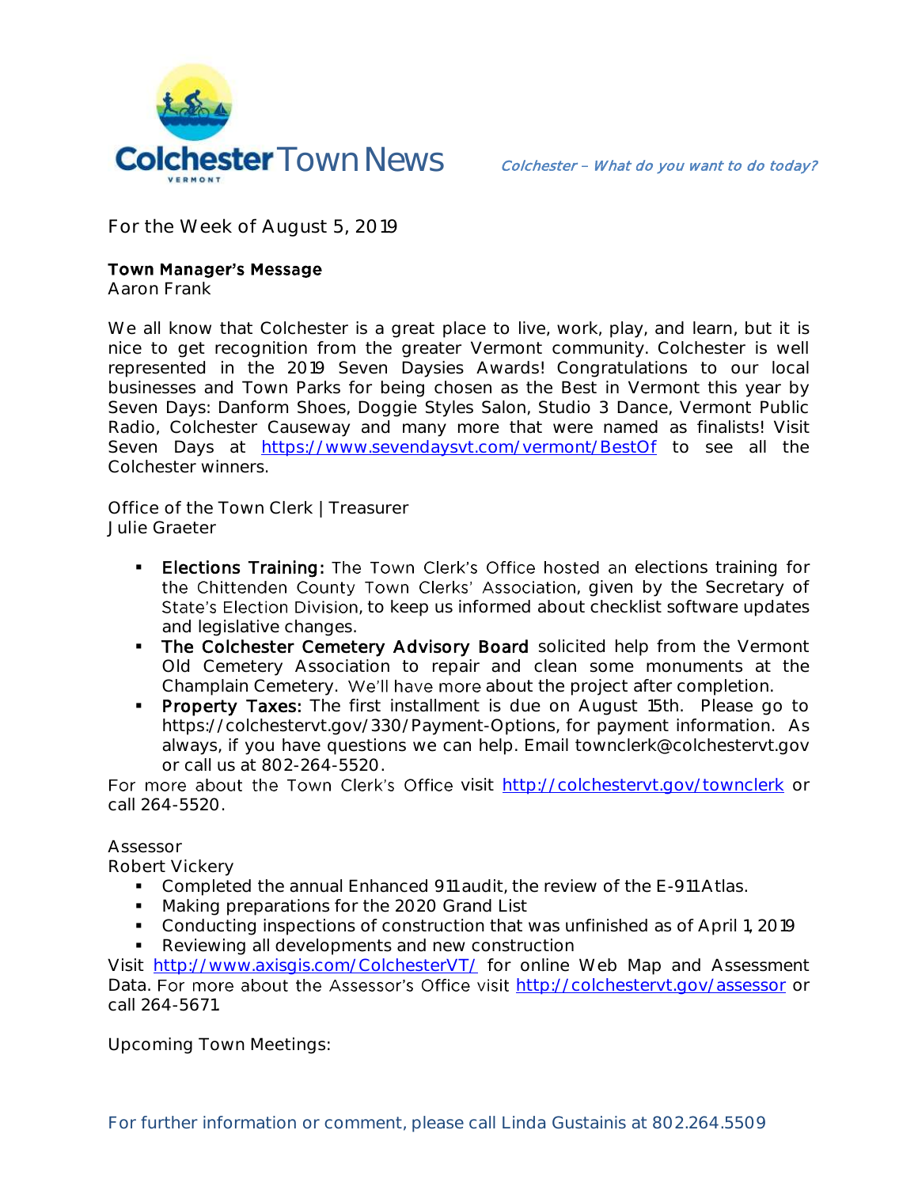# Colchester Town News

*Colchester – What do you want to do today?*

For the Week of August 5, 2019

**Town Manager's Message**
Aaron Frank

We all know that Colchester is a great place to live, work, play, and learn, but it is nice to get recognition from the greater Vermont community. Colchester is well represented in the 2019 Seven Daysies Awards! Congratulations to our local businesses and Town Parks for being chosen as the Best in Vermont this year by Seven Days: Danform Shoes, Doggie Styles Salon, Studio 3 Dance, Vermont Public Radio, Colchester Causeway and many more that were named as finalists! Visit Seven Days at https://www.sevendaysvt.com/vermont/BestOf to see all the Colchester winners.

Office of the Town Clerk | Treasurer
Julie Graeter

- **Elections Training:** The Town Clerk's Office hosted an elections training for the Chittenden County Town Clerks' Association, given by the Secretary of State's Election Division, to keep us informed about checklist software updates and legislative changes.
- **The Colchester Cemetery Advisory Board** solicited help from the Vermont Old Cemetery Association to repair and clean some monuments at the Champlain Cemetery. We'll have more about the project after completion.
- **Property Taxes:** The first installment is due on August 15th. Please go to https://colchestervt.gov/330/Payment-Options, for payment information. As always, if you have questions we can help. Email townclerk@colchestervt.gov or call us at 802-264-5520.

For more about the Town Clerk's Office visit http://colchestervt.gov/townclerk or call 264-5520.

Assessor
Robert Vickery

- Completed the annual Enhanced 911 audit, the review of the E-911 Atlas.
- Making preparations for the 2020 Grand List
- Conducting inspections of construction that was unfinished as of April 1, 2019
- Reviewing all developments and new construction

Visit http://www.axisgis.com/ColchesterVT/ for online Web Map and Assessment Data. For more about the Assessor's Office visit http://colchestervt.gov/assessor or call 264-5671.

Upcoming Town Meetings:

For further information or comment, please call Linda Gustainis at 802.264.5509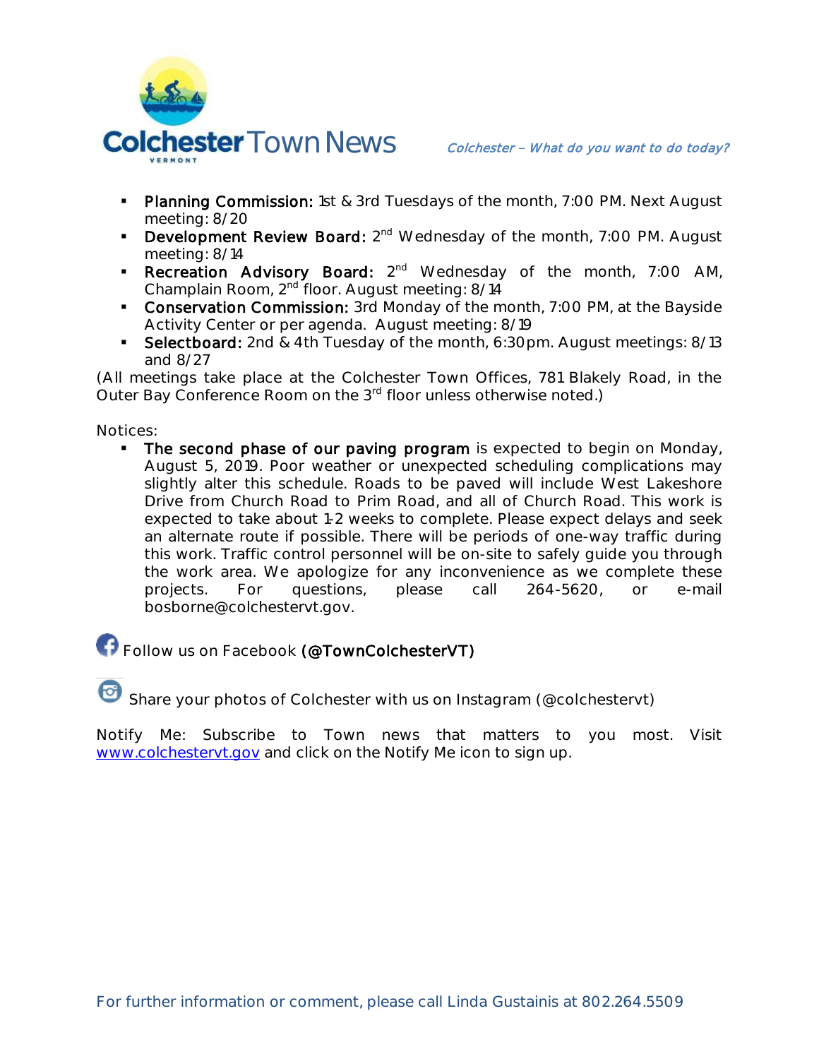- **Planning Commission:** 1st & 3rd Tuesdays of the month, 7:00 PM. Next August meeting: 8/20
- **Development Review Board:** 2nd Wednesday of the month, 7:00 PM. August meeting: 8/14
- **Recreation Advisory Board:** 2nd Wednesday of the month, 7:00 AM, Champlain Room, 2nd floor. August meeting: 8/14
- **Conservation Commission:** 3rd Monday of the month, 7:00 PM, at the Bayside Activity Center or per agenda. August meeting: 8/19
- **Selectboard:** 2nd & 4th Tuesday of the month, 6:30pm. August meetings: 8/13 and 8/27

(All meetings take place at the Colchester Town Offices, 781 Blakely Road, in the Outer Bay Conference Room on the 3rd floor unless otherwise noted.)

Notices:

- **The second phase of our paving program** is expected to begin on Monday, August 5, 2019. Poor weather or unexpected scheduling complications may slightly alter this schedule. Roads to be paved will include West Lakeshore Drive from Church Road to Prim Road, and all of Church Road. This work is expected to take about 1-2 weeks to complete. Please expect delays and seek an alternate route if possible. There will be periods of one-way traffic during this work. Traffic control personnel will be on-site to safely guide you through the work area. We apologize for any inconvenience as we complete these projects. For questions, please call 264-5620, or e-mail bosborne@colchestervt.gov.

Follow us on Facebook **(@TownColchesterVT)**

Share your photos of Colchester with us on Instagram (@colchestervt)

Notify Me: Subscribe to Town news that matters to you most. Visit [www.colchestervt.gov](http://www.colchestervt.gov) and click on the Notify Me icon to sign up.

For further information or comment, please call Linda Gustainis at 802.264.5509